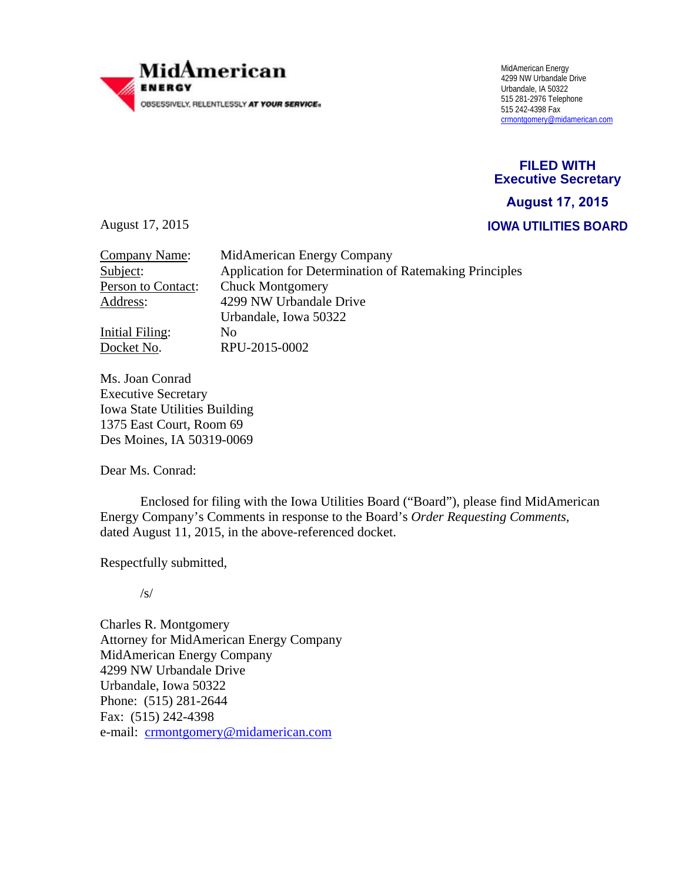**MidAmerican**
**ENERGY**
OBSESSIVELY, RELENTLESSLY *AT YOUR SERVICE.*

MidAmerican Energy
4299 NW Urbandale Drive
Urbandale, IA 50322
515 281-2976 Telephone
515 242-4398 Fax
crmontgomery@midamerican.com

**FILED WITH**
**Executive Secretary**
**August 17, 2015**
**IOWA UTILITIES BOARD**

August 17, 2015

| | |
|---|---|
| Company Name: | MidAmerican Energy Company |
| Subject: | Application for Determination of Ratemaking Principles |
| Person to Contact: | Chuck Montgomery |
| Address: | 4299 NW Urbandale Drive<br>Urbandale, Iowa 50322 |
| Initial Filing: | No |
| Docket No. | RPU-2015-0002 |

Ms. Joan Conrad
Executive Secretary
Iowa State Utilities Building
1375 East Court, Room 69
Des Moines, IA 50319-0069

Dear Ms. Conrad:

Enclosed for filing with the Iowa Utilities Board ("Board"), please find MidAmerican Energy Company's Comments in response to the Board's *Order Requesting Comments*, dated August 11, 2015, in the above-referenced docket.

Respectfully submitted,

/s/

Charles R. Montgomery
Attorney for MidAmerican Energy Company
MidAmerican Energy Company
4299 NW Urbandale Drive
Urbandale, Iowa 50322
Phone: (515) 281-2644
Fax: (515) 242-4398
e-mail: crmontgomery@midamerican.com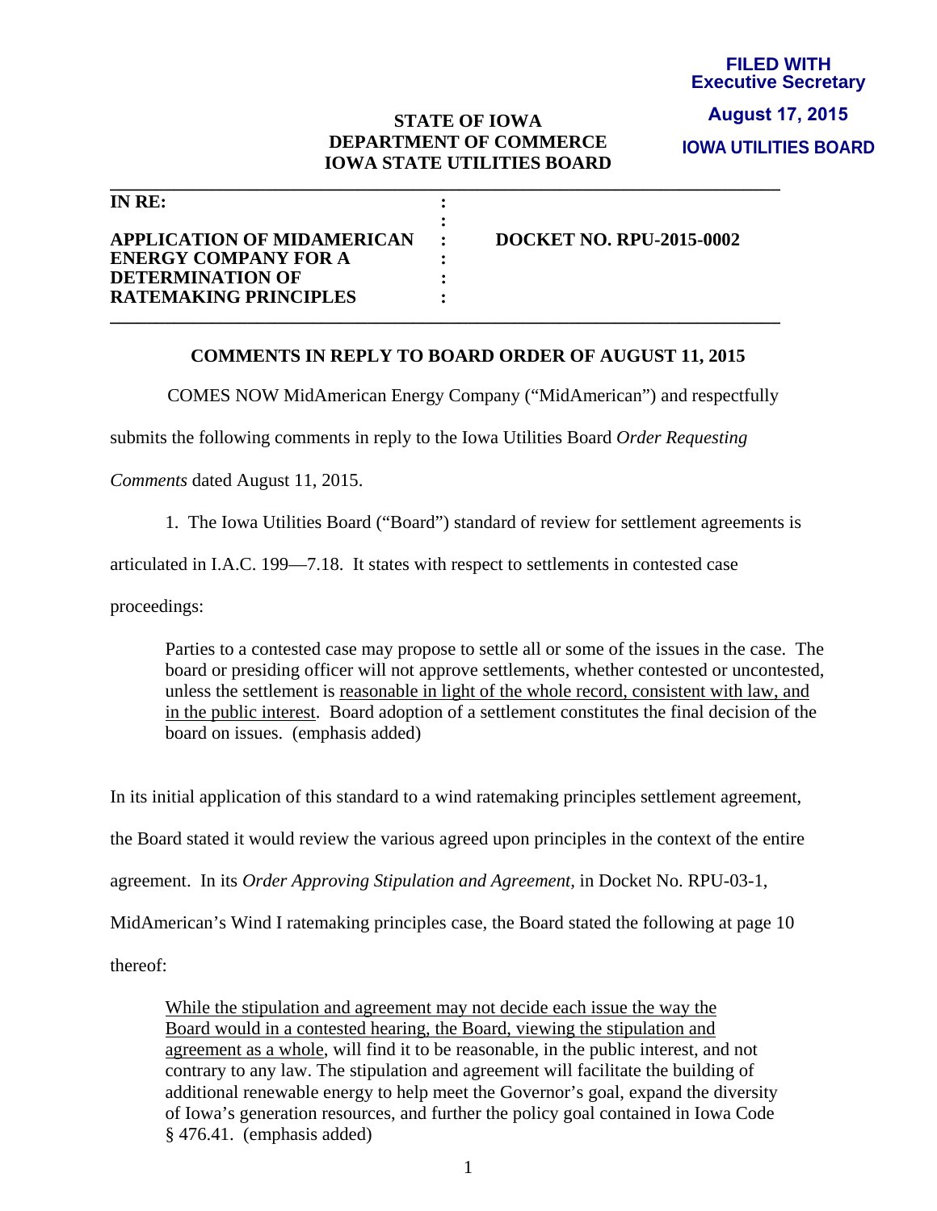**FILED WITH**
**Executive Secretary**

**August 17, 2015**

**IOWA UTILITIES BOARD**

**STATE OF IOWA**
**DEPARTMENT OF COMMERCE**
**IOWA STATE UTILITIES BOARD**

| | | |
|---|---|---|
| **IN RE:** | : | |
| | : | |
| **APPLICATION OF MIDAMERICAN ENERGY COMPANY FOR A DETERMINATION OF RATEMAKING PRINCIPLES** | : | **DOCKET NO. RPU-2015-0002** |

**COMMENTS IN REPLY TO BOARD ORDER OF AUGUST 11, 2015**

COMES NOW MidAmerican Energy Company ("MidAmerican") and respectfully submits the following comments in reply to the Iowa Utilities Board *Order Requesting Comments* dated August 11, 2015.

1. The Iowa Utilities Board ("Board") standard of review for settlement agreements is articulated in I.A.C. 199—7.18. It states with respect to settlements in contested case proceedings:

> Parties to a contested case may propose to settle all or some of the issues in the case. The board or presiding officer will not approve settlements, whether contested or uncontested, unless the settlement is <u>reasonable in light of the whole record, consistent with law, and in the public interest</u>. Board adoption of a settlement constitutes the final decision of the board on issues. (emphasis added)

In its initial application of this standard to a wind ratemaking principles settlement agreement, the Board stated it would review the various agreed upon principles in the context of the entire agreement. In its *Order Approving Stipulation and Agreement,* in Docket No. RPU-03-1, MidAmerican's Wind I ratemaking principles case, the Board stated the following at page 10 thereof:

> <u>While the stipulation and agreement may not decide each issue the way the Board would in a contested hearing, the Board, viewing the stipulation and agreement as a whole</u>, will find it to be reasonable, in the public interest, and not contrary to any law. The stipulation and agreement will facilitate the building of additional renewable energy to help meet the Governor's goal, expand the diversity of Iowa's generation resources, and further the policy goal contained in Iowa Code § 476.41. (emphasis added)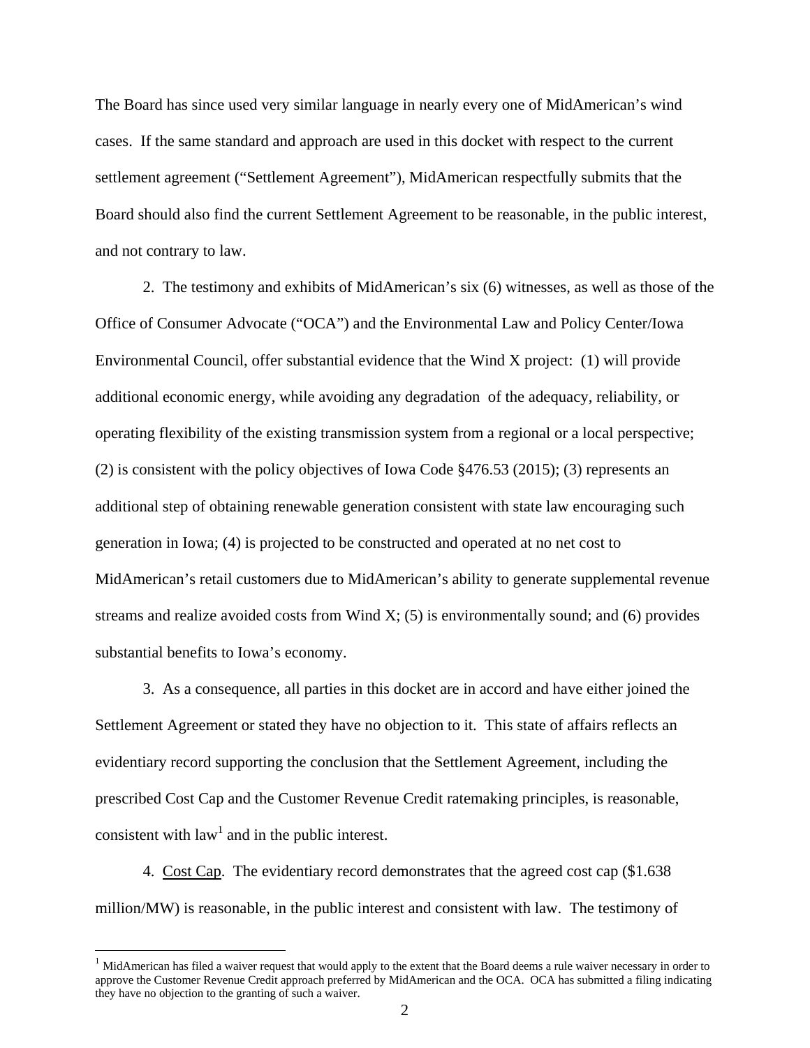The Board has since used very similar language in nearly every one of MidAmerican's wind cases. If the same standard and approach are used in this docket with respect to the current settlement agreement ("Settlement Agreement"), MidAmerican respectfully submits that the Board should also find the current Settlement Agreement to be reasonable, in the public interest, and not contrary to law.

2. The testimony and exhibits of MidAmerican's six (6) witnesses, as well as those of the Office of Consumer Advocate ("OCA") and the Environmental Law and Policy Center/Iowa Environmental Council, offer substantial evidence that the Wind X project: (1) will provide additional economic energy, while avoiding any degradation of the adequacy, reliability, or operating flexibility of the existing transmission system from a regional or a local perspective; (2) is consistent with the policy objectives of Iowa Code §476.53 (2015); (3) represents an additional step of obtaining renewable generation consistent with state law encouraging such generation in Iowa; (4) is projected to be constructed and operated at no net cost to MidAmerican's retail customers due to MidAmerican's ability to generate supplemental revenue streams and realize avoided costs from Wind X; (5) is environmentally sound; and (6) provides substantial benefits to Iowa's economy.

3. As a consequence, all parties in this docket are in accord and have either joined the Settlement Agreement or stated they have no objection to it. This state of affairs reflects an evidentiary record supporting the conclusion that the Settlement Agreement, including the prescribed Cost Cap and the Customer Revenue Credit ratemaking principles, is reasonable, consistent with law[1] and in the public interest.

4. Cost Cap. The evidentiary record demonstrates that the agreed cost cap ($1.638 million/MW) is reasonable, in the public interest and consistent with law. The testimony of

[1] MidAmerican has filed a waiver request that would apply to the extent that the Board deems a rule waiver necessary in order to approve the Customer Revenue Credit approach preferred by MidAmerican and the OCA. OCA has submitted a filing indicating they have no objection to the granting of such a waiver.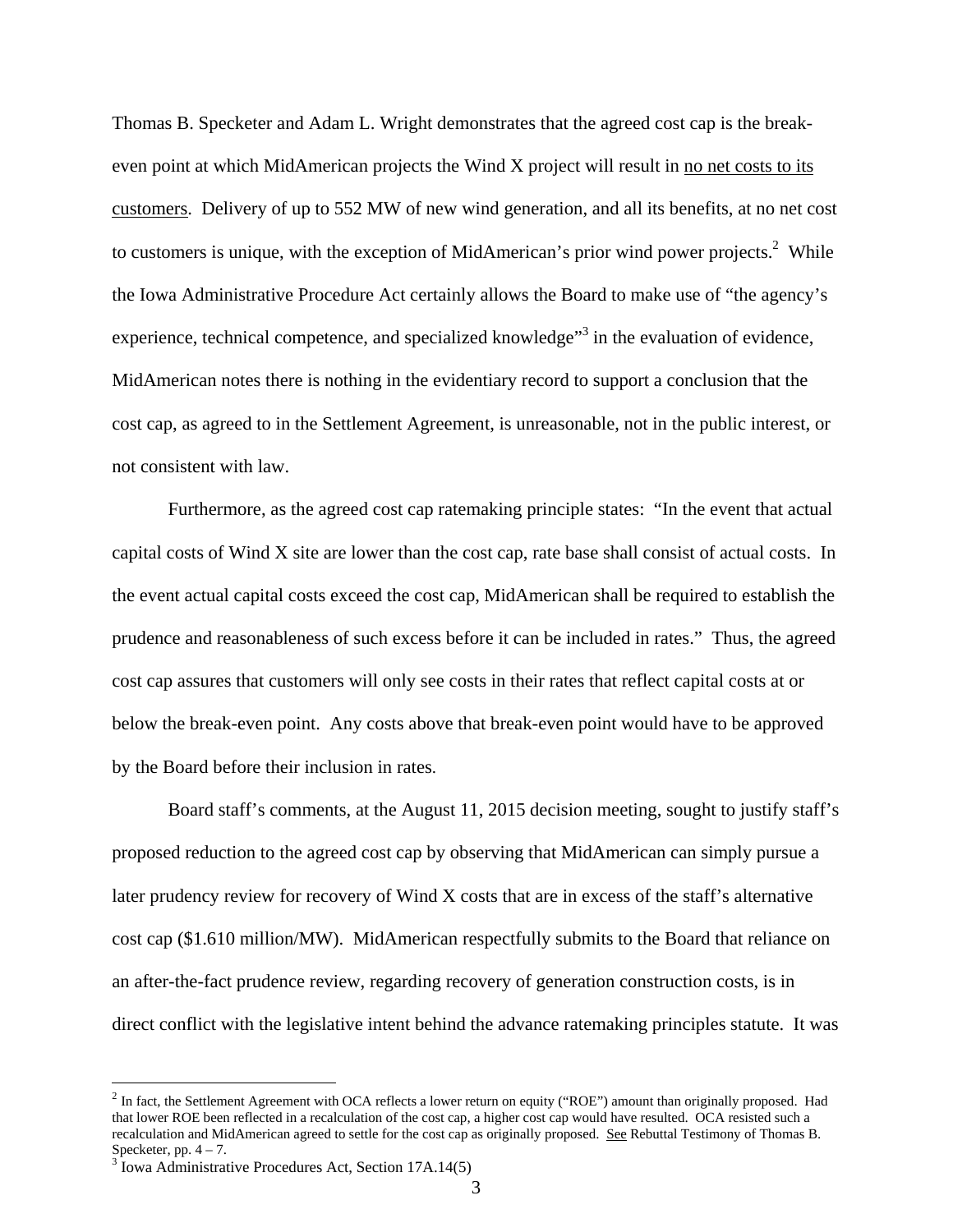Thomas B. Specketer and Adam L. Wright demonstrates that the agreed cost cap is the break-even point at which MidAmerican projects the Wind X project will result in no net costs to its customers. Delivery of up to 552 MW of new wind generation, and all its benefits, at no net cost to customers is unique, with the exception of MidAmerican's prior wind power projects.[2] While the Iowa Administrative Procedure Act certainly allows the Board to make use of "the agency's experience, technical competence, and specialized knowledge"[3] in the evaluation of evidence, MidAmerican notes there is nothing in the evidentiary record to support a conclusion that the cost cap, as agreed to in the Settlement Agreement, is unreasonable, not in the public interest, or not consistent with law.

Furthermore, as the agreed cost cap ratemaking principle states: "In the event that actual capital costs of Wind X site are lower than the cost cap, rate base shall consist of actual costs. In the event actual capital costs exceed the cost cap, MidAmerican shall be required to establish the prudence and reasonableness of such excess before it can be included in rates." Thus, the agreed cost cap assures that customers will only see costs in their rates that reflect capital costs at or below the break-even point. Any costs above that break-even point would have to be approved by the Board before their inclusion in rates.

Board staff's comments, at the August 11, 2015 decision meeting, sought to justify staff's proposed reduction to the agreed cost cap by observing that MidAmerican can simply pursue a later prudency review for recovery of Wind X costs that are in excess of the staff's alternative cost cap ($1.610 million/MW). MidAmerican respectfully submits to the Board that reliance on an after-the-fact prudence review, regarding recovery of generation construction costs, is in direct conflict with the legislative intent behind the advance ratemaking principles statute. It was

---

[2] In fact, the Settlement Agreement with OCA reflects a lower return on equity ("ROE") amount than originally proposed. Had that lower ROE been reflected in a recalculation of the cost cap, a higher cost cap would have resulted. OCA resisted such a recalculation and MidAmerican agreed to settle for the cost cap as originally proposed. See Rebuttal Testimony of Thomas B. Specketer, pp. 4 – 7.

[3] Iowa Administrative Procedures Act, Section 17A.14(5)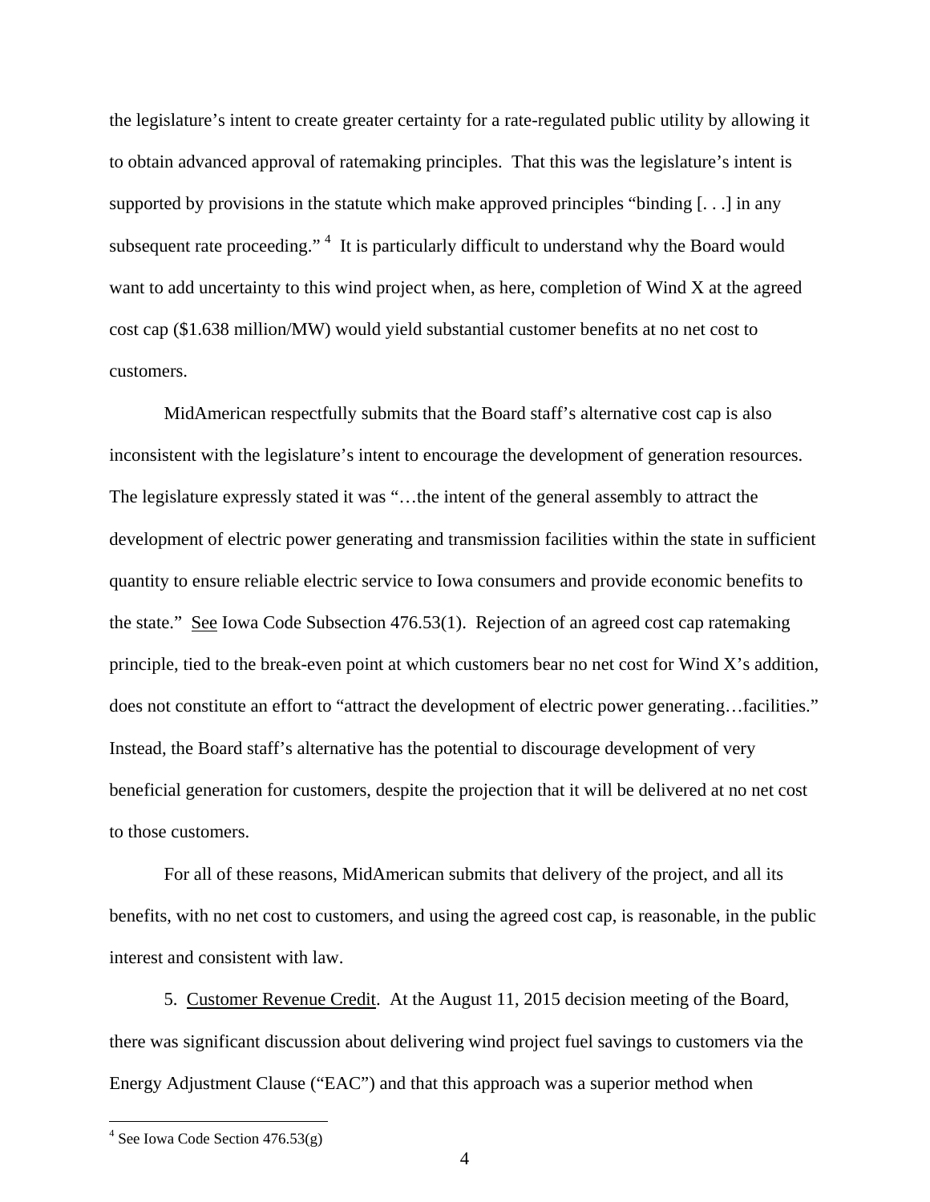the legislature's intent to create greater certainty for a rate-regulated public utility by allowing it to obtain advanced approval of ratemaking principles. That this was the legislature's intent is supported by provisions in the statute which make approved principles "binding [. . .] in any subsequent rate proceeding."[4] It is particularly difficult to understand why the Board would want to add uncertainty to this wind project when, as here, completion of Wind X at the agreed cost cap ($1.638 million/MW) would yield substantial customer benefits at no net cost to customers.

MidAmerican respectfully submits that the Board staff's alternative cost cap is also inconsistent with the legislature's intent to encourage the development of generation resources. The legislature expressly stated it was "…the intent of the general assembly to attract the development of electric power generating and transmission facilities within the state in sufficient quantity to ensure reliable electric service to Iowa consumers and provide economic benefits to the state." See Iowa Code Subsection 476.53(1). Rejection of an agreed cost cap ratemaking principle, tied to the break-even point at which customers bear no net cost for Wind X's addition, does not constitute an effort to "attract the development of electric power generating…facilities." Instead, the Board staff's alternative has the potential to discourage development of very beneficial generation for customers, despite the projection that it will be delivered at no net cost to those customers.

For all of these reasons, MidAmerican submits that delivery of the project, and all its benefits, with no net cost to customers, and using the agreed cost cap, is reasonable, in the public interest and consistent with law.

5. Customer Revenue Credit. At the August 11, 2015 decision meeting of the Board, there was significant discussion about delivering wind project fuel savings to customers via the Energy Adjustment Clause ("EAC") and that this approach was a superior method when

[4] See Iowa Code Section 476.53(g)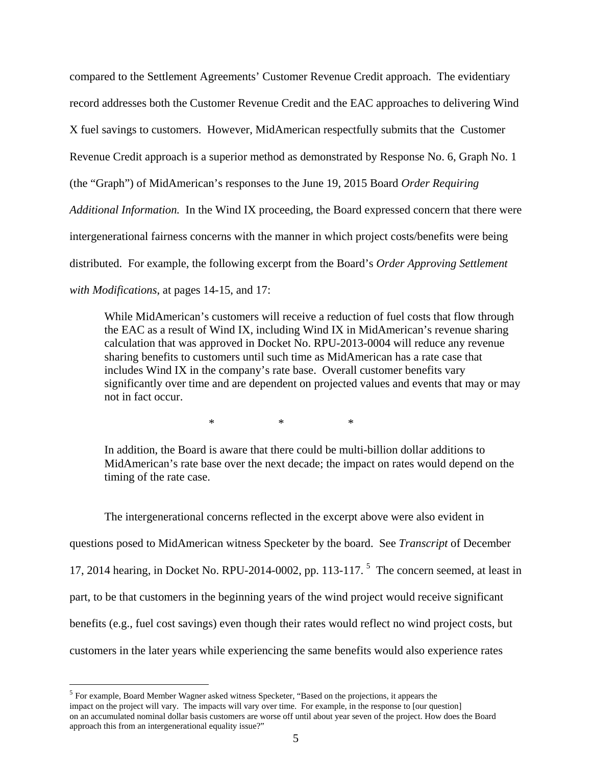compared to the Settlement Agreements' Customer Revenue Credit approach. The evidentiary record addresses both the Customer Revenue Credit and the EAC approaches to delivering Wind X fuel savings to customers. However, MidAmerican respectfully submits that the Customer Revenue Credit approach is a superior method as demonstrated by Response No. 6, Graph No. 1 (the "Graph") of MidAmerican's responses to the June 19, 2015 Board *Order Requiring Additional Information.* In the Wind IX proceeding, the Board expressed concern that there were intergenerational fairness concerns with the manner in which project costs/benefits were being distributed. For example, the following excerpt from the Board's *Order Approving Settlement with Modifications*, at pages 14-15, and 17:

> While MidAmerican's customers will receive a reduction of fuel costs that flow through the EAC as a result of Wind IX, including Wind IX in MidAmerican's revenue sharing calculation that was approved in Docket No. RPU-2013-0004 will reduce any revenue sharing benefits to customers until such time as MidAmerican has a rate case that includes Wind IX in the company's rate base. Overall customer benefits vary significantly over time and are dependent on projected values and events that may or may not in fact occur.
>
> \* \* \*
>
> In addition, the Board is aware that there could be multi-billion dollar additions to MidAmerican's rate base over the next decade; the impact on rates would depend on the timing of the rate case.

The intergenerational concerns reflected in the excerpt above were also evident in questions posed to MidAmerican witness Specketer by the board. See *Transcript* of December 17, 2014 hearing, in Docket No. RPU-2014-0002, pp. 113-117. [5] The concern seemed, at least in part, to be that customers in the beginning years of the wind project would receive significant benefits (e.g., fuel cost savings) even though their rates would reflect no wind project costs, but customers in the later years while experiencing the same benefits would also experience rates

[5] For example, Board Member Wagner asked witness Specketer, "Based on the projections, it appears the impact on the project will vary. The impacts will vary over time. For example, in the response to [our question] on an accumulated nominal dollar basis customers are worse off until about year seven of the project. How does the Board approach this from an intergenerational equality issue?"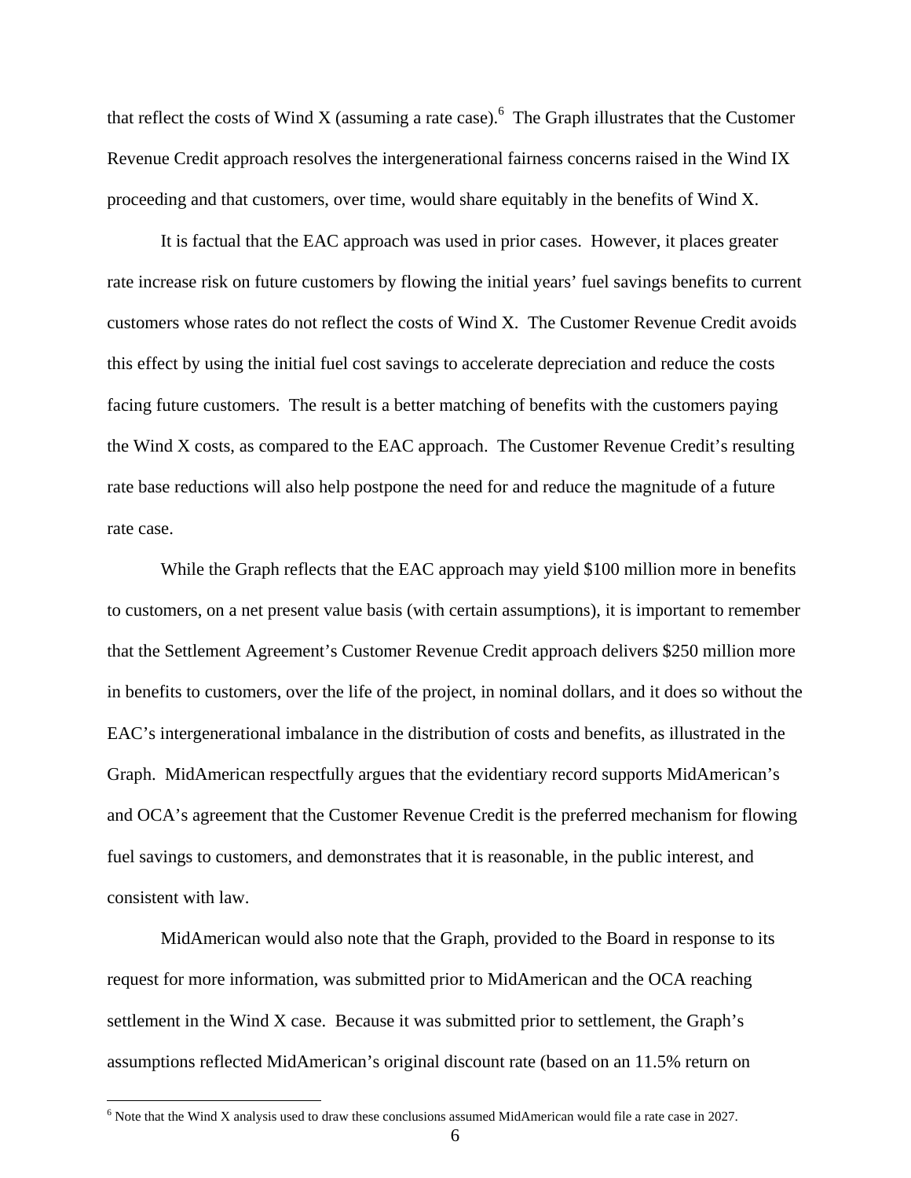that reflect the costs of Wind X (assuming a rate case).[6] The Graph illustrates that the Customer Revenue Credit approach resolves the intergenerational fairness concerns raised in the Wind IX proceeding and that customers, over time, would share equitably in the benefits of Wind X.

It is factual that the EAC approach was used in prior cases. However, it places greater rate increase risk on future customers by flowing the initial years' fuel savings benefits to current customers whose rates do not reflect the costs of Wind X. The Customer Revenue Credit avoids this effect by using the initial fuel cost savings to accelerate depreciation and reduce the costs facing future customers. The result is a better matching of benefits with the customers paying the Wind X costs, as compared to the EAC approach. The Customer Revenue Credit's resulting rate base reductions will also help postpone the need for and reduce the magnitude of a future rate case.

While the Graph reflects that the EAC approach may yield $100 million more in benefits to customers, on a net present value basis (with certain assumptions), it is important to remember that the Settlement Agreement's Customer Revenue Credit approach delivers $250 million more in benefits to customers, over the life of the project, in nominal dollars, and it does so without the EAC's intergenerational imbalance in the distribution of costs and benefits, as illustrated in the Graph. MidAmerican respectfully argues that the evidentiary record supports MidAmerican's and OCA's agreement that the Customer Revenue Credit is the preferred mechanism for flowing fuel savings to customers, and demonstrates that it is reasonable, in the public interest, and consistent with law.

MidAmerican would also note that the Graph, provided to the Board in response to its request for more information, was submitted prior to MidAmerican and the OCA reaching settlement in the Wind X case. Because it was submitted prior to settlement, the Graph's assumptions reflected MidAmerican's original discount rate (based on an 11.5% return on

[6] Note that the Wind X analysis used to draw these conclusions assumed MidAmerican would file a rate case in 2027.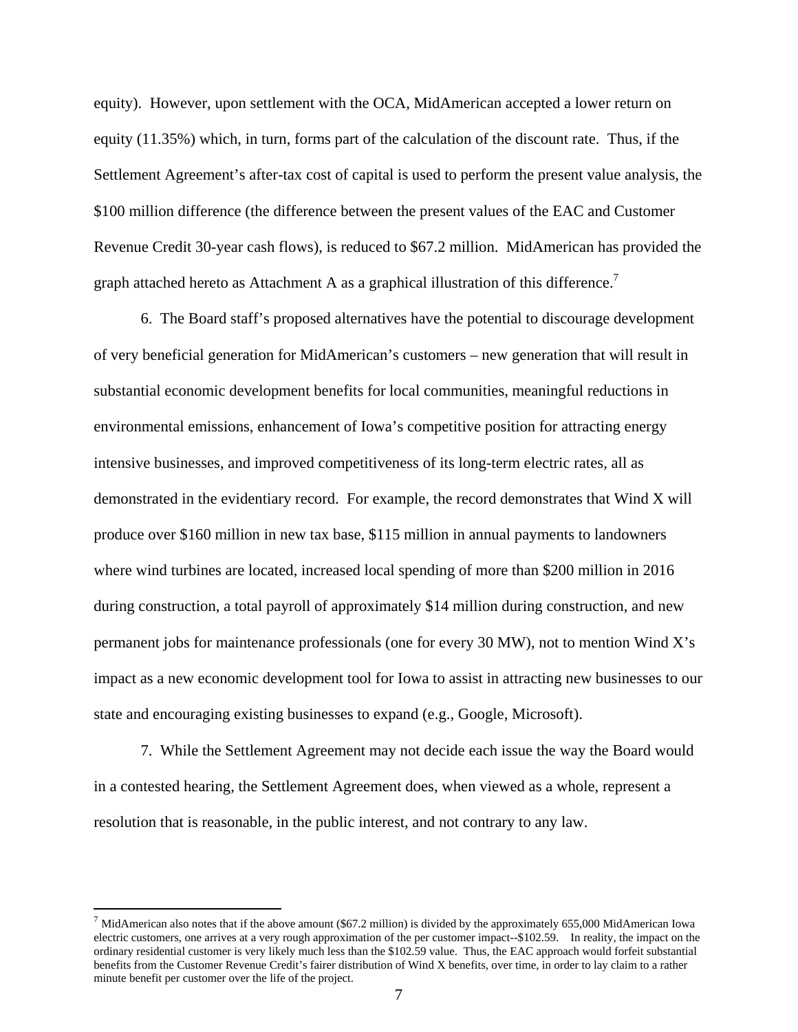equity). However, upon settlement with the OCA, MidAmerican accepted a lower return on equity (11.35%) which, in turn, forms part of the calculation of the discount rate. Thus, if the Settlement Agreement's after-tax cost of capital is used to perform the present value analysis, the $100 million difference (the difference between the present values of the EAC and Customer Revenue Credit 30-year cash flows), is reduced to $67.2 million. MidAmerican has provided the graph attached hereto as Attachment A as a graphical illustration of this difference.[7]

6. The Board staff's proposed alternatives have the potential to discourage development of very beneficial generation for MidAmerican's customers – new generation that will result in substantial economic development benefits for local communities, meaningful reductions in environmental emissions, enhancement of Iowa's competitive position for attracting energy intensive businesses, and improved competitiveness of its long-term electric rates, all as demonstrated in the evidentiary record. For example, the record demonstrates that Wind X will produce over $160 million in new tax base, $115 million in annual payments to landowners where wind turbines are located, increased local spending of more than $200 million in 2016 during construction, a total payroll of approximately $14 million during construction, and new permanent jobs for maintenance professionals (one for every 30 MW), not to mention Wind X's impact as a new economic development tool for Iowa to assist in attracting new businesses to our state and encouraging existing businesses to expand (e.g., Google, Microsoft).

7. While the Settlement Agreement may not decide each issue the way the Board would in a contested hearing, the Settlement Agreement does, when viewed as a whole, represent a resolution that is reasonable, in the public interest, and not contrary to any law.

---

[7] MidAmerican also notes that if the above amount ($67.2 million) is divided by the approximately 655,000 MidAmerican Iowa electric customers, one arrives at a very rough approximation of the per customer impact--$102.59. In reality, the impact on the ordinary residential customer is very likely much less than the $102.59 value. Thus, the EAC approach would forfeit substantial benefits from the Customer Revenue Credit's fairer distribution of Wind X benefits, over time, in order to lay claim to a rather minute benefit per customer over the life of the project.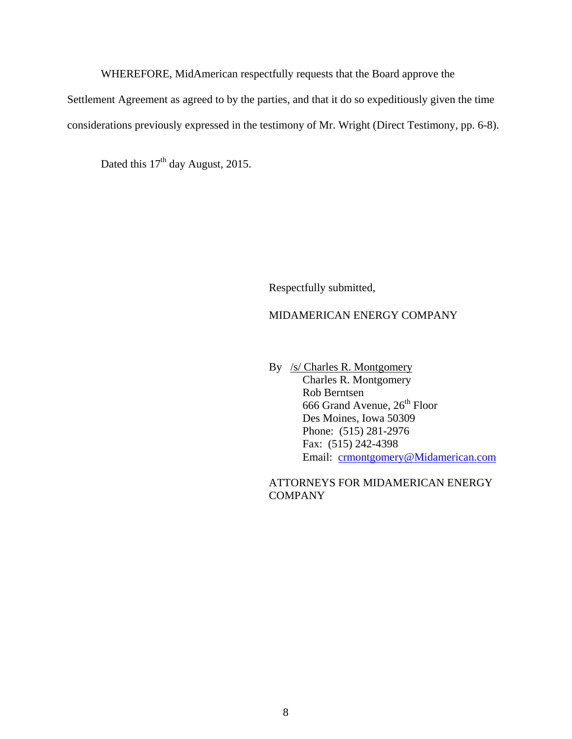WHEREFORE, MidAmerican respectfully requests that the Board approve the Settlement Agreement as agreed to by the parties, and that it do so expeditiously given the time considerations previously expressed in the testimony of Mr. Wright (Direct Testimony, pp. 6-8).

Dated this 17th day August, 2015.

Respectfully submitted,

MIDAMERICAN ENERGY COMPANY

By /s/ Charles R. Montgomery
Charles R. Montgomery
Rob Berntsen
666 Grand Avenue, 26th Floor
Des Moines, Iowa 50309
Phone: (515) 281-2976
Fax: (515) 242-4398
Email: crmontgomery@Midamerican.com

ATTORNEYS FOR MIDAMERICAN ENERGY COMPANY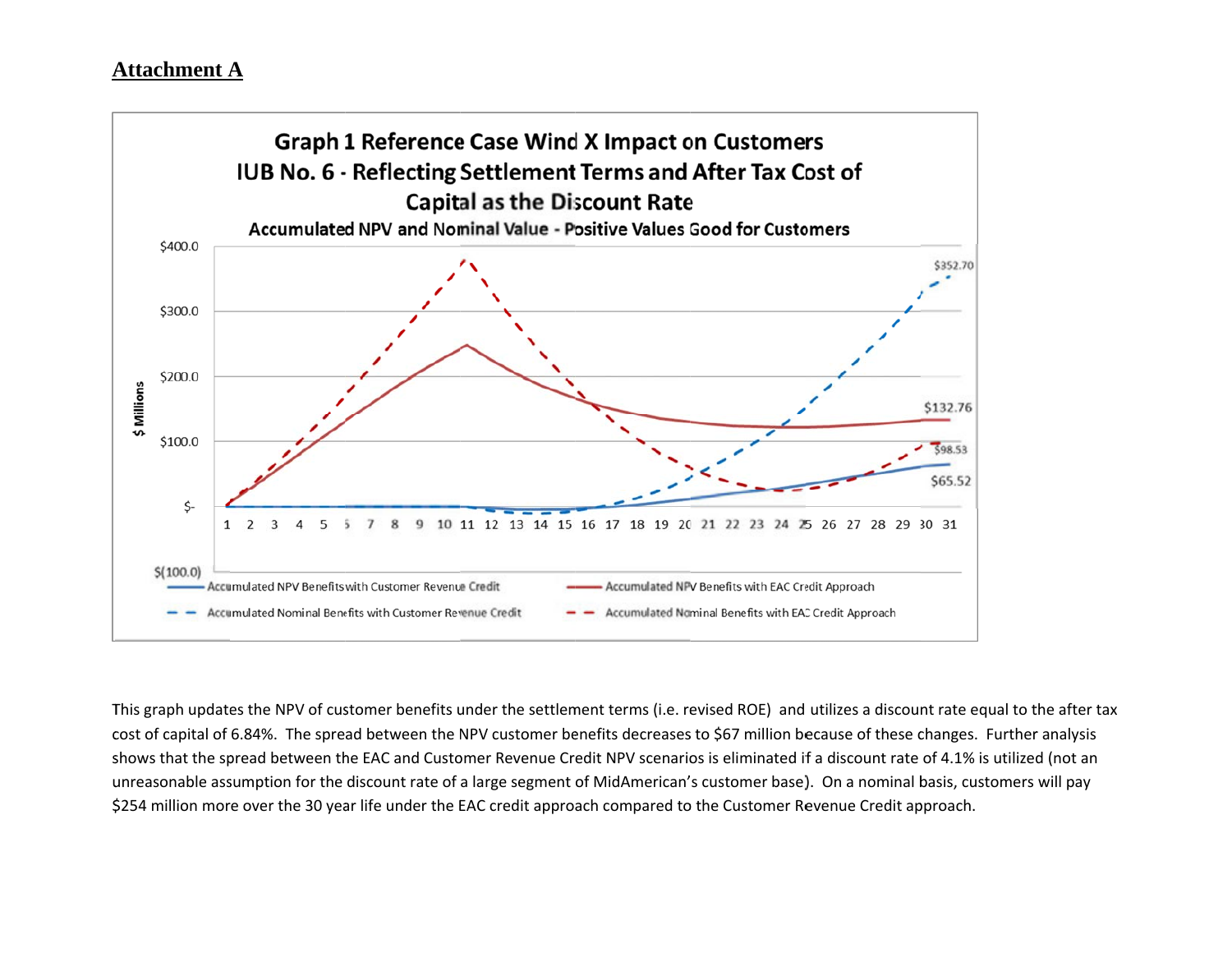## Attachment A

Graph 1 Reference Case Wind X Impact on Customers
IUB No. 6 - Reflecting Settlement Terms and After Tax Cost of Capital as the Discount Rate
Accumulated NPV and Nominal Value - Positive Values Good for Customers

$ Millions

$400.0
$300.0
$200.0
$100.0
$-
$(100.0)

1 2 3 4 5 6 7 8 9 10 11 12 13 14 15 16 17 18 19 20 21 22 23 24 25 26 27 28 29 30 31

$352.70
$132.76
$98.53
$65.52

Accumulated NPV Benefits with Customer Revenue Credit
Accumulated NPV Benefits with EAC Credit Approach
Accumulated Nominal Benefits with Customer Revenue Credit
Accumulated Nominal Benefits with EAC Credit Approach

This graph updates the NPV of customer benefits under the settlement terms (i.e. revised ROE) and utilizes a discount rate equal to the after tax cost of capital of 6.84%. The spread between the NPV customer benefits decreases to $67 million because of these changes. Further analysis shows that the spread between the EAC and Customer Revenue Credit NPV scenarios is eliminated if a discount rate of 4.1% is utilized (not an unreasonable assumption for the discount rate of a large segment of MidAmerican's customer base). On a nominal basis, customers will pay $254 million more over the 30 year life under the EAC credit approach compared to the Customer Revenue Credit approach.